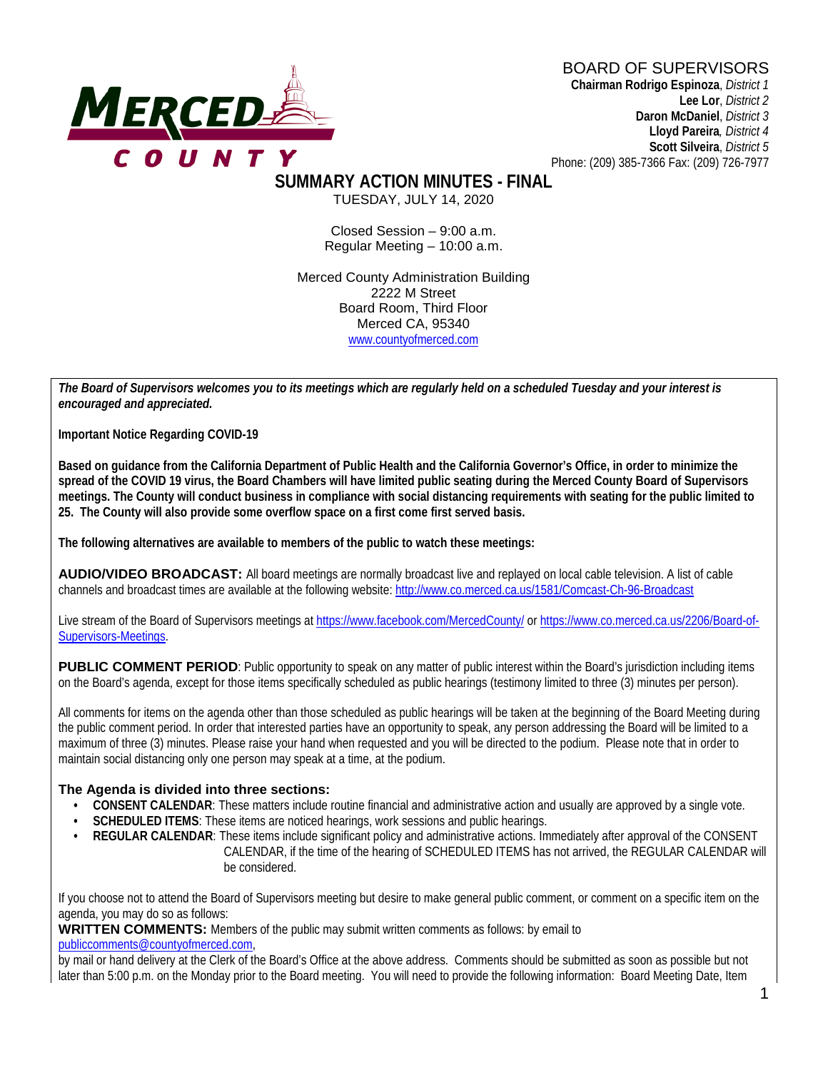MERCED COUNTY

BOARD OF SUPERVISORS

**Chairman Rodrigo Espinoza**, *District 1*
**Lee Lor**, *District 2*
**Daron McDaniel**, *District 3*
**Lloyd Pareira**, *District 4*
**Scott Silveira**, *District 5*
Phone: (209) 385-7366 Fax: (209) 726-7977

# SUMMARY ACTION MINUTES - FINAL

TUESDAY, JULY 14, 2020

Closed Session – 9:00 a.m.
Regular Meeting – 10:00 a.m.

Merced County Administration Building
2222 M Street
Board Room, Third Floor
Merced CA, 95340
www.countyofmerced.com

***The Board of Supervisors welcomes you to its meetings which are regularly held on a scheduled Tuesday and your interest is encouraged and appreciated.***

**Important Notice Regarding COVID-19**

**Based on guidance from the California Department of Public Health and the California Governor's Office, in order to minimize the spread of the COVID 19 virus, the Board Chambers will have limited public seating during the Merced County Board of Supervisors meetings. The County will conduct business in compliance with social distancing requirements with seating for the public limited to 25. The County will also provide some overflow space on a first come first served basis.**

**The following alternatives are available to members of the public to watch these meetings:**

**AUDIO/VIDEO BROADCAST:** All board meetings are normally broadcast live and replayed on local cable television. A list of cable channels and broadcast times are available at the following website: http://www.co.merced.ca.us/1581/Comcast-Ch-96-Broadcast

Live stream of the Board of Supervisors meetings at https://www.facebook.com/MercedCounty/ or https://www.co.merced.ca.us/2206/Board-of-Supervisors-Meetings.

**PUBLIC COMMENT PERIOD**: Public opportunity to speak on any matter of public interest within the Board's jurisdiction including items on the Board's agenda, except for those items specifically scheduled as public hearings (testimony limited to three (3) minutes per person).

All comments for items on the agenda other than those scheduled as public hearings will be taken at the beginning of the Board Meeting during the public comment period. In order that interested parties have an opportunity to speak, any person addressing the Board will be limited to a maximum of three (3) minutes. Please raise your hand when requested and you will be directed to the podium. Please note that in order to maintain social distancing only one person may speak at a time, at the podium.

### The Agenda is divided into three sections:

- **CONSENT CALENDAR**: These matters include routine financial and administrative action and usually are approved by a single vote.
- **SCHEDULED ITEMS**: These items are noticed hearings, work sessions and public hearings.
- **REGULAR CALENDAR**: These items include significant policy and administrative actions. Immediately after approval of the CONSENT CALENDAR, if the time of the hearing of SCHEDULED ITEMS has not arrived, the REGULAR CALENDAR will be considered.

If you choose not to attend the Board of Supervisors meeting but desire to make general public comment, or comment on a specific item on the agenda, you may do so as follows:

**WRITTEN COMMENTS:** Members of the public may submit written comments as follows: by email to publiccomments@countyofmerced.com,
by mail or hand delivery at the Clerk of the Board's Office at the above address. Comments should be submitted as soon as possible but not later than 5:00 p.m. on the Monday prior to the Board meeting. You will need to provide the following information: Board Meeting Date, Item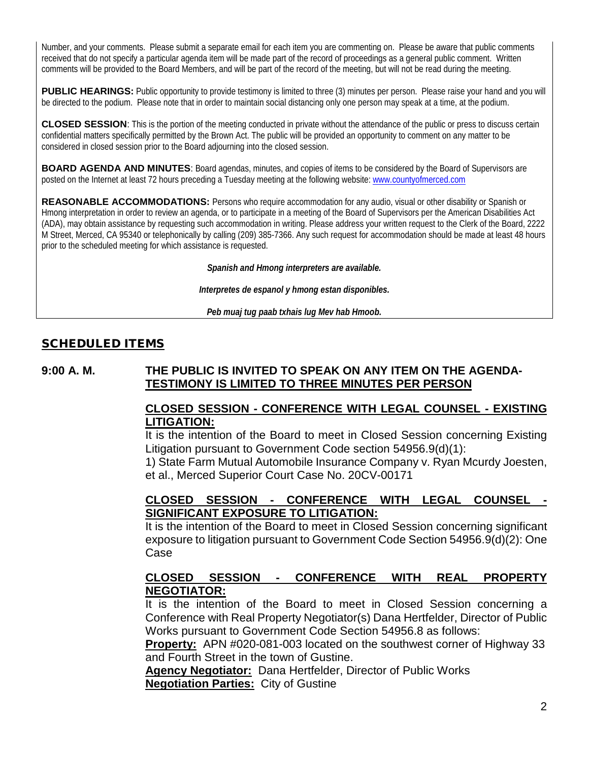Number, and your comments. Please submit a separate email for each item you are commenting on. Please be aware that public comments received that do not specify a particular agenda item will be made part of the record of proceedings as a general public comment. Written comments will be provided to the Board Members, and will be part of the record of the meeting, but will not be read during the meeting.

**PUBLIC HEARINGS:** Public opportunity to provide testimony is limited to three (3) minutes per person. Please raise your hand and you will be directed to the podium. Please note that in order to maintain social distancing only one person may speak at a time, at the podium.

**CLOSED SESSION**: This is the portion of the meeting conducted in private without the attendance of the public or press to discuss certain confidential matters specifically permitted by the Brown Act. The public will be provided an opportunity to comment on any matter to be considered in closed session prior to the Board adjourning into the closed session.

**BOARD AGENDA AND MINUTES**: Board agendas, minutes, and copies of items to be considered by the Board of Supervisors are posted on the Internet at least 72 hours preceding a Tuesday meeting at the following website: www.countyofmerced.com

**REASONABLE ACCOMMODATIONS:** Persons who require accommodation for any audio, visual or other disability or Spanish or Hmong interpretation in order to review an agenda, or to participate in a meeting of the Board of Supervisors per the American Disabilities Act (ADA), may obtain assistance by requesting such accommodation in writing. Please address your written request to the Clerk of the Board, 2222 M Street, Merced, CA 95340 or telephonically by calling (209) 385-7366. Any such request for accommodation should be made at least 48 hours prior to the scheduled meeting for which assistance is requested.

***Spanish and Hmong interpreters are available.***

***Interpretes de espanol y hmong estan disponibles.***

***Peb muaj tug paab txhais lug Mev hab Hmoob.***

## SCHEDULED ITEMS

**9:00 A. M.** **THE PUBLIC IS INVITED TO SPEAK ON ANY ITEM ON THE AGENDA-TESTIMONY IS LIMITED TO THREE MINUTES PER PERSON**

**CLOSED SESSION - CONFERENCE WITH LEGAL COUNSEL - EXISTING LITIGATION:**

It is the intention of the Board to meet in Closed Session concerning Existing Litigation pursuant to Government Code section 54956.9(d)(1):

1) State Farm Mutual Automobile Insurance Company v. Ryan Mcurdy Joesten, et al., Merced Superior Court Case No. 20CV-00171

**CLOSED SESSION - CONFERENCE WITH LEGAL COUNSEL - SIGNIFICANT EXPOSURE TO LITIGATION:**

It is the intention of the Board to meet in Closed Session concerning significant exposure to litigation pursuant to Government Code Section 54956.9(d)(2): One Case

**CLOSED SESSION - CONFERENCE WITH REAL PROPERTY NEGOTIATOR:**

It is the intention of the Board to meet in Closed Session concerning a Conference with Real Property Negotiator(s) Dana Hertfelder, Director of Public Works pursuant to Government Code Section 54956.8 as follows:

**Property:** APN #020-081-003 located on the southwest corner of Highway 33 and Fourth Street in the town of Gustine.

**Agency Negotiator:** Dana Hertfelder, Director of Public Works

**Negotiation Parties:** City of Gustine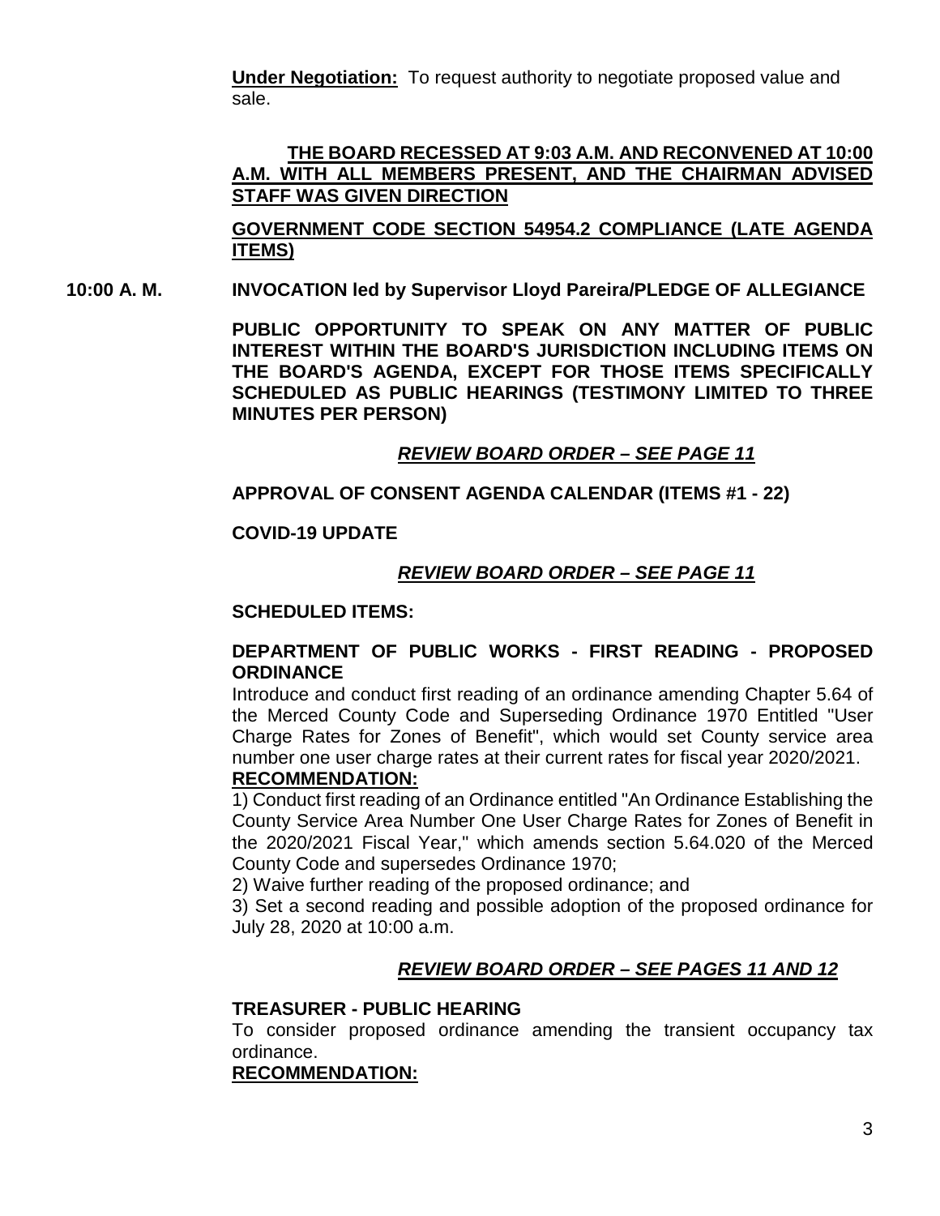**Under Negotiation:** To request authority to negotiate proposed value and sale.

**THE BOARD RECESSED AT 9:03 A.M. AND RECONVENED AT 10:00 A.M. WITH ALL MEMBERS PRESENT, AND THE CHAIRMAN ADVISED STAFF WAS GIVEN DIRECTION**

**GOVERNMENT CODE SECTION 54954.2 COMPLIANCE (LATE AGENDA ITEMS)**

**10:00 A. M. INVOCATION led by Supervisor Lloyd Pareira/PLEDGE OF ALLEGIANCE**

**PUBLIC OPPORTUNITY TO SPEAK ON ANY MATTER OF PUBLIC INTEREST WITHIN THE BOARD'S JURISDICTION INCLUDING ITEMS ON THE BOARD'S AGENDA, EXCEPT FOR THOSE ITEMS SPECIFICALLY SCHEDULED AS PUBLIC HEARINGS (TESTIMONY LIMITED TO THREE MINUTES PER PERSON)**

***REVIEW BOARD ORDER – SEE PAGE 11***

**APPROVAL OF CONSENT AGENDA CALENDAR (ITEMS #1 - 22)**

**COVID-19 UPDATE**

***REVIEW BOARD ORDER – SEE PAGE 11***

**SCHEDULED ITEMS:**

**DEPARTMENT OF PUBLIC WORKS - FIRST READING - PROPOSED ORDINANCE**

Introduce and conduct first reading of an ordinance amending Chapter 5.64 of the Merced County Code and Superseding Ordinance 1970 Entitled "User Charge Rates for Zones of Benefit", which would set County service area number one user charge rates at their current rates for fiscal year 2020/2021.

**RECOMMENDATION:**

1) Conduct first reading of an Ordinance entitled "An Ordinance Establishing the County Service Area Number One User Charge Rates for Zones of Benefit in the 2020/2021 Fiscal Year," which amends section 5.64.020 of the Merced County Code and supersedes Ordinance 1970;

2) Waive further reading of the proposed ordinance; and

3) Set a second reading and possible adoption of the proposed ordinance for July 28, 2020 at 10:00 a.m.

***REVIEW BOARD ORDER – SEE PAGES 11 AND 12***

**TREASURER - PUBLIC HEARING**

To consider proposed ordinance amending the transient occupancy tax ordinance.

**RECOMMENDATION:**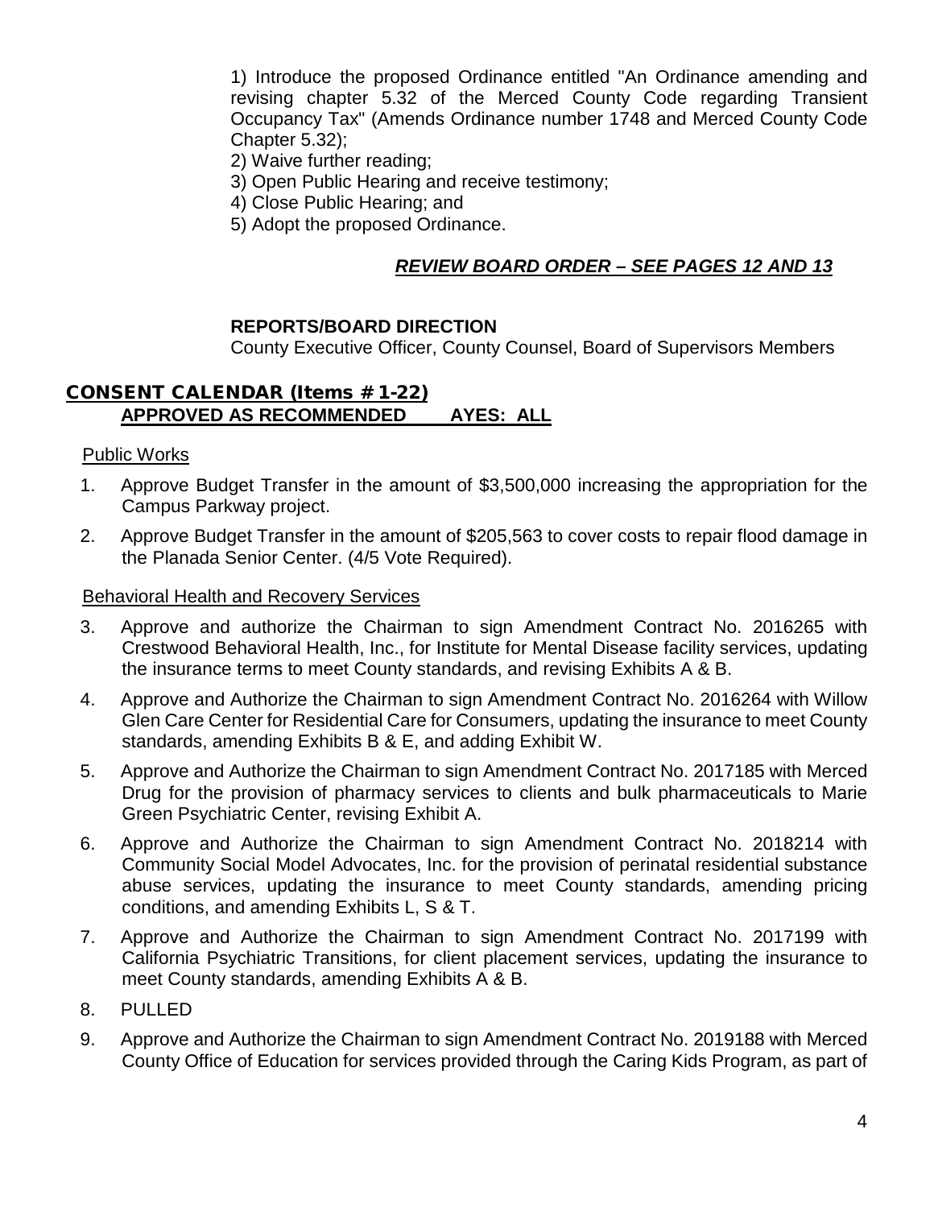1) Introduce the proposed Ordinance entitled "An Ordinance amending and revising chapter 5.32 of the Merced County Code regarding Transient Occupancy Tax" (Amends Ordinance number 1748 and Merced County Code Chapter 5.32);
2) Waive further reading;
3) Open Public Hearing and receive testimony;
4) Close Public Hearing; and
5) Adopt the proposed Ordinance.

***REVIEW BOARD ORDER – SEE PAGES 12 AND 13***

**REPORTS/BOARD DIRECTION**
County Executive Officer, County Counsel, Board of Supervisors Members

## CONSENT CALENDAR (Items # 1-22)

**APPROVED AS RECOMMENDED AYES: ALL**

Public Works

1. Approve Budget Transfer in the amount of $3,500,000 increasing the appropriation for the Campus Parkway project.
2. Approve Budget Transfer in the amount of $205,563 to cover costs to repair flood damage in the Planada Senior Center. (4/5 Vote Required).

Behavioral Health and Recovery Services

3. Approve and authorize the Chairman to sign Amendment Contract No. 2016265 with Crestwood Behavioral Health, Inc., for Institute for Mental Disease facility services, updating the insurance terms to meet County standards, and revising Exhibits A & B.
4. Approve and Authorize the Chairman to sign Amendment Contract No. 2016264 with Willow Glen Care Center for Residential Care for Consumers, updating the insurance to meet County standards, amending Exhibits B & E, and adding Exhibit W.
5. Approve and Authorize the Chairman to sign Amendment Contract No. 2017185 with Merced Drug for the provision of pharmacy services to clients and bulk pharmaceuticals to Marie Green Psychiatric Center, revising Exhibit A.
6. Approve and Authorize the Chairman to sign Amendment Contract No. 2018214 with Community Social Model Advocates, Inc. for the provision of perinatal residential substance abuse services, updating the insurance to meet County standards, amending pricing conditions, and amending Exhibits L, S & T.
7. Approve and Authorize the Chairman to sign Amendment Contract No. 2017199 with California Psychiatric Transitions, for client placement services, updating the insurance to meet County standards, amending Exhibits A & B.
8. PULLED
9. Approve and Authorize the Chairman to sign Amendment Contract No. 2019188 with Merced County Office of Education for services provided through the Caring Kids Program, as part of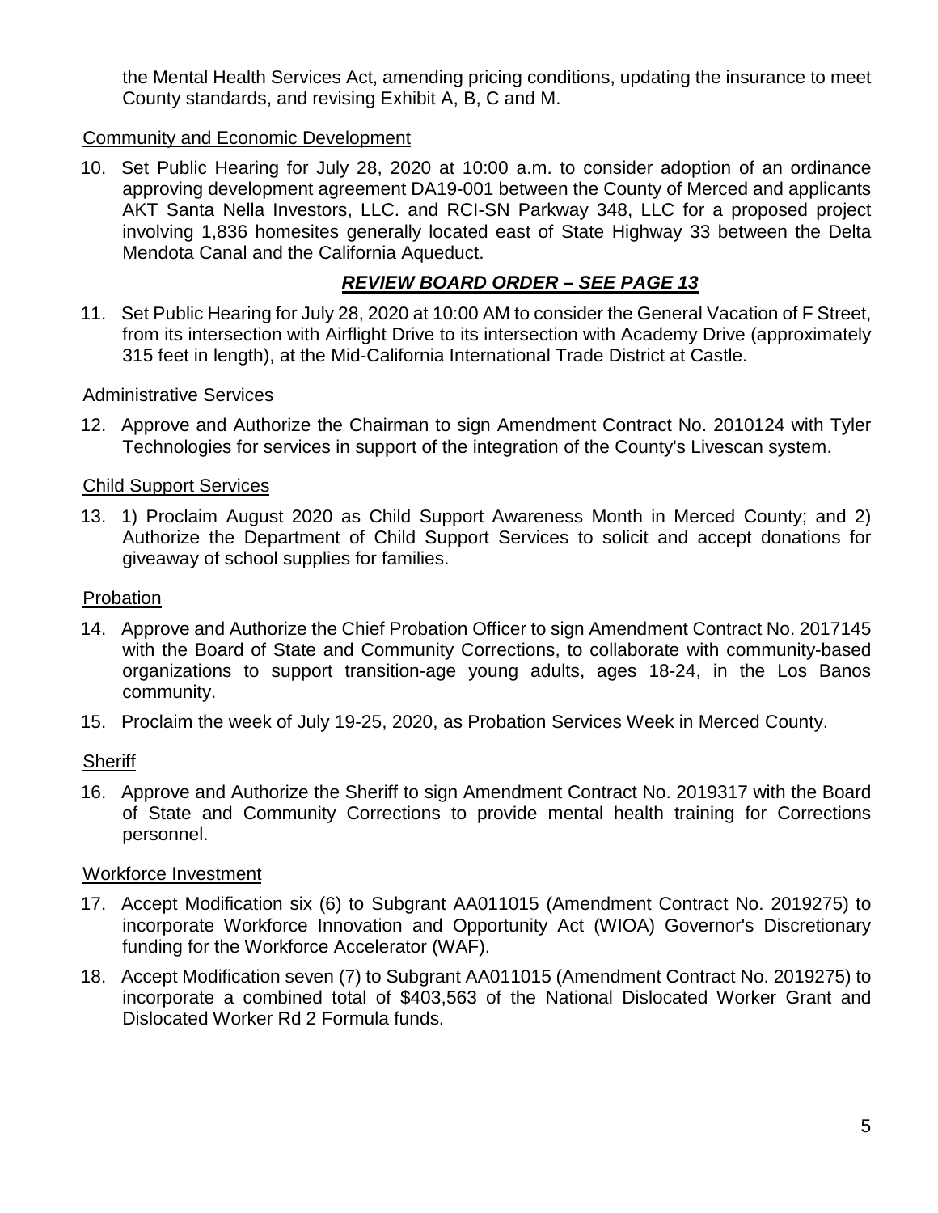the Mental Health Services Act, amending pricing conditions, updating the insurance to meet County standards, and revising Exhibit A, B, C and M.

Community and Economic Development

10. Set Public Hearing for July 28, 2020 at 10:00 a.m. to consider adoption of an ordinance approving development agreement DA19-001 between the County of Merced and applicants AKT Santa Nella Investors, LLC. and RCI-SN Parkway 348, LLC for a proposed project involving 1,836 homesites generally located east of State Highway 33 between the Delta Mendota Canal and the California Aqueduct.

***REVIEW BOARD ORDER – SEE PAGE 13***

11. Set Public Hearing for July 28, 2020 at 10:00 AM to consider the General Vacation of F Street, from its intersection with Airflight Drive to its intersection with Academy Drive (approximately 315 feet in length), at the Mid-California International Trade District at Castle.

Administrative Services

12. Approve and Authorize the Chairman to sign Amendment Contract No. 2010124 with Tyler Technologies for services in support of the integration of the County's Livescan system.

Child Support Services

13. 1) Proclaim August 2020 as Child Support Awareness Month in Merced County; and 2) Authorize the Department of Child Support Services to solicit and accept donations for giveaway of school supplies for families.

Probation

14. Approve and Authorize the Chief Probation Officer to sign Amendment Contract No. 2017145 with the Board of State and Community Corrections, to collaborate with community-based organizations to support transition-age young adults, ages 18-24, in the Los Banos community.
15. Proclaim the week of July 19-25, 2020, as Probation Services Week in Merced County.

Sheriff

16. Approve and Authorize the Sheriff to sign Amendment Contract No. 2019317 with the Board of State and Community Corrections to provide mental health training for Corrections personnel.

Workforce Investment

17. Accept Modification six (6) to Subgrant AA011015 (Amendment Contract No. 2019275) to incorporate Workforce Innovation and Opportunity Act (WIOA) Governor's Discretionary funding for the Workforce Accelerator (WAF).
18. Accept Modification seven (7) to Subgrant AA011015 (Amendment Contract No. 2019275) to incorporate a combined total of $403,563 of the National Dislocated Worker Grant and Dislocated Worker Rd 2 Formula funds.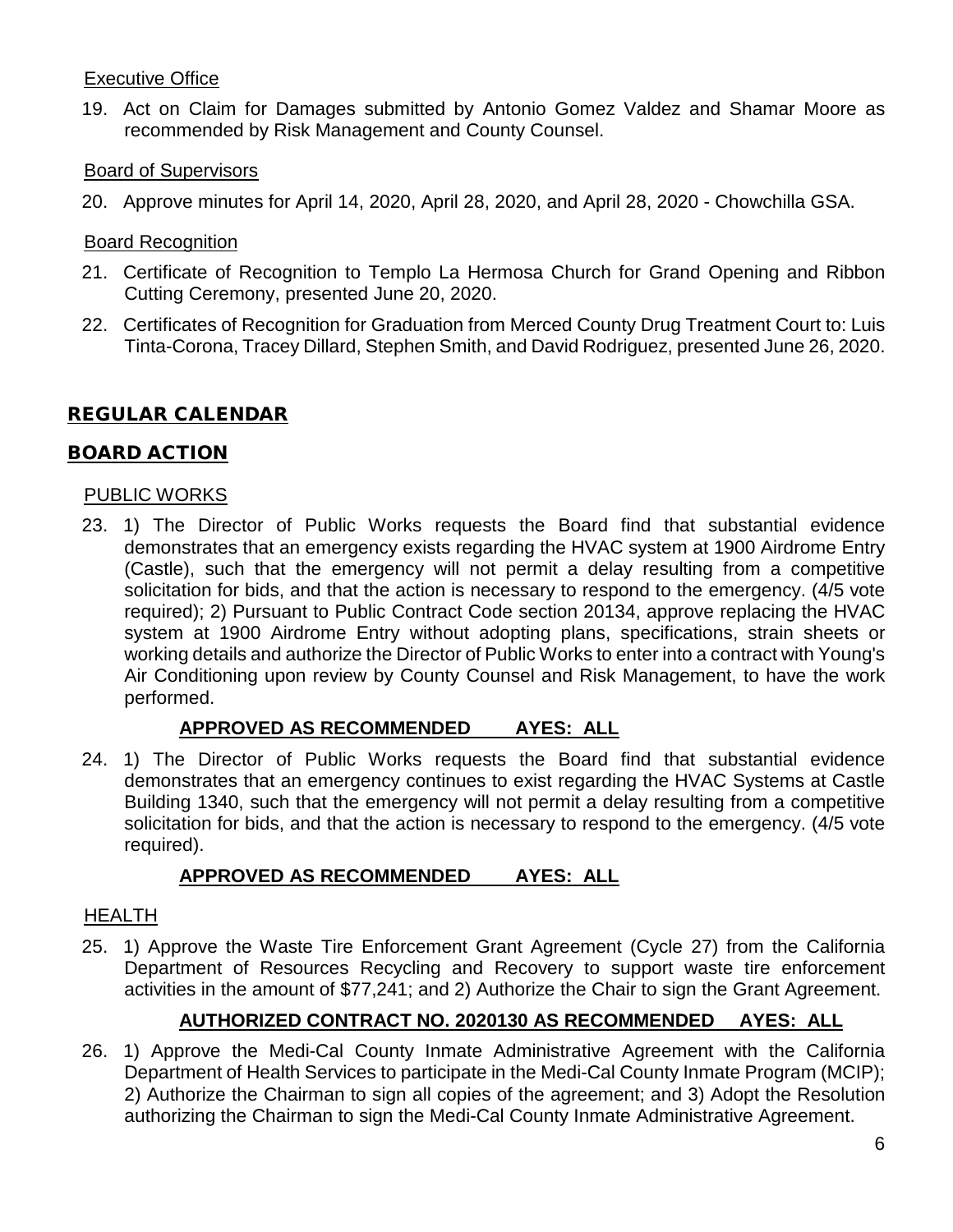Executive Office

19. Act on Claim for Damages submitted by Antonio Gomez Valdez and Shamar Moore as recommended by Risk Management and County Counsel.

Board of Supervisors

20. Approve minutes for April 14, 2020, April 28, 2020, and April 28, 2020 - Chowchilla GSA.

Board Recognition

21. Certificate of Recognition to Templo La Hermosa Church for Grand Opening and Ribbon Cutting Ceremony, presented June 20, 2020.

22. Certificates of Recognition for Graduation from Merced County Drug Treatment Court to: Luis Tinta-Corona, Tracey Dillard, Stephen Smith, and David Rodriguez, presented June 26, 2020.

## REGULAR CALENDAR

## BOARD ACTION

PUBLIC WORKS

23. 1) The Director of Public Works requests the Board find that substantial evidence demonstrates that an emergency exists regarding the HVAC system at 1900 Airdrome Entry (Castle), such that the emergency will not permit a delay resulting from a competitive solicitation for bids, and that the action is necessary to respond to the emergency. (4/5 vote required); 2) Pursuant to Public Contract Code section 20134, approve replacing the HVAC system at 1900 Airdrome Entry without adopting plans, specifications, strain sheets or working details and authorize the Director of Public Works to enter into a contract with Young's Air Conditioning upon review by County Counsel and Risk Management, to have the work performed.

    **APPROVED AS RECOMMENDED AYES: ALL**

24. 1) The Director of Public Works requests the Board find that substantial evidence demonstrates that an emergency continues to exist regarding the HVAC Systems at Castle Building 1340, such that the emergency will not permit a delay resulting from a competitive solicitation for bids, and that the action is necessary to respond to the emergency. (4/5 vote required).

    **APPROVED AS RECOMMENDED AYES: ALL**

HEALTH

25. 1) Approve the Waste Tire Enforcement Grant Agreement (Cycle 27) from the California Department of Resources Recycling and Recovery to support waste tire enforcement activities in the amount of $77,241; and 2) Authorize the Chair to sign the Grant Agreement.

    **AUTHORIZED CONTRACT NO. 2020130 AS RECOMMENDED AYES: ALL**

26. 1) Approve the Medi-Cal County Inmate Administrative Agreement with the California Department of Health Services to participate in the Medi-Cal County Inmate Program (MCIP); 2) Authorize the Chairman to sign all copies of the agreement; and 3) Adopt the Resolution authorizing the Chairman to sign the Medi-Cal County Inmate Administrative Agreement.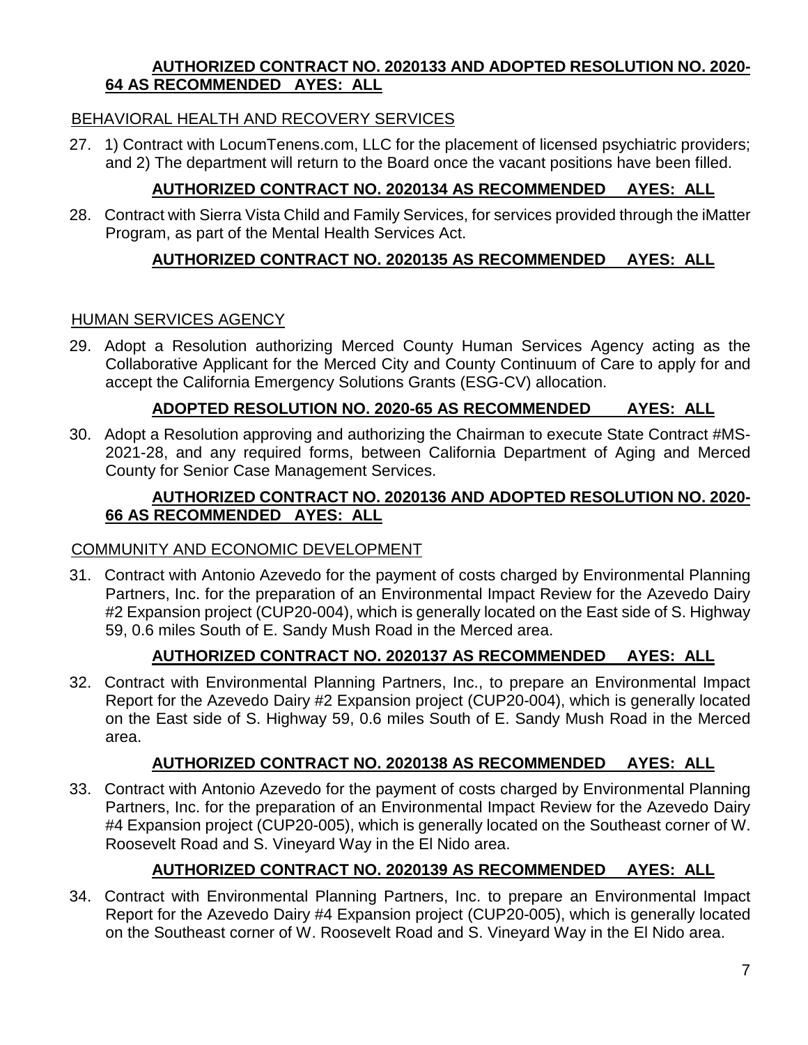**AUTHORIZED CONTRACT NO. 2020133 AND ADOPTED RESOLUTION NO. 2020-64 AS RECOMMENDED AYES: ALL**

BEHAVIORAL HEALTH AND RECOVERY SERVICES

27. 1) Contract with LocumTenens.com, LLC for the placement of licensed psychiatric providers; and 2) The department will return to the Board once the vacant positions have been filled.

**AUTHORIZED CONTRACT NO. 2020134 AS RECOMMENDED AYES: ALL**

28. Contract with Sierra Vista Child and Family Services, for services provided through the iMatter Program, as part of the Mental Health Services Act.

**AUTHORIZED CONTRACT NO. 2020135 AS RECOMMENDED AYES: ALL**

HUMAN SERVICES AGENCY

29. Adopt a Resolution authorizing Merced County Human Services Agency acting as the Collaborative Applicant for the Merced City and County Continuum of Care to apply for and accept the California Emergency Solutions Grants (ESG-CV) allocation.

**ADOPTED RESOLUTION NO. 2020-65 AS RECOMMENDED AYES: ALL**

30. Adopt a Resolution approving and authorizing the Chairman to execute State Contract #MS-2021-28, and any required forms, between California Department of Aging and Merced County for Senior Case Management Services.

**AUTHORIZED CONTRACT NO. 2020136 AND ADOPTED RESOLUTION NO. 2020-66 AS RECOMMENDED AYES: ALL**

COMMUNITY AND ECONOMIC DEVELOPMENT

31. Contract with Antonio Azevedo for the payment of costs charged by Environmental Planning Partners, Inc. for the preparation of an Environmental Impact Review for the Azevedo Dairy #2 Expansion project (CUP20-004), which is generally located on the East side of S. Highway 59, 0.6 miles South of E. Sandy Mush Road in the Merced area.

**AUTHORIZED CONTRACT NO. 2020137 AS RECOMMENDED AYES: ALL**

32. Contract with Environmental Planning Partners, Inc., to prepare an Environmental Impact Report for the Azevedo Dairy #2 Expansion project (CUP20-004), which is generally located on the East side of S. Highway 59, 0.6 miles South of E. Sandy Mush Road in the Merced area.

**AUTHORIZED CONTRACT NO. 2020138 AS RECOMMENDED AYES: ALL**

33. Contract with Antonio Azevedo for the payment of costs charged by Environmental Planning Partners, Inc. for the preparation of an Environmental Impact Review for the Azevedo Dairy #4 Expansion project (CUP20-005), which is generally located on the Southeast corner of W. Roosevelt Road and S. Vineyard Way in the El Nido area.

**AUTHORIZED CONTRACT NO. 2020139 AS RECOMMENDED AYES: ALL**

34. Contract with Environmental Planning Partners, Inc. to prepare an Environmental Impact Report for the Azevedo Dairy #4 Expansion project (CUP20-005), which is generally located on the Southeast corner of W. Roosevelt Road and S. Vineyard Way in the El Nido area.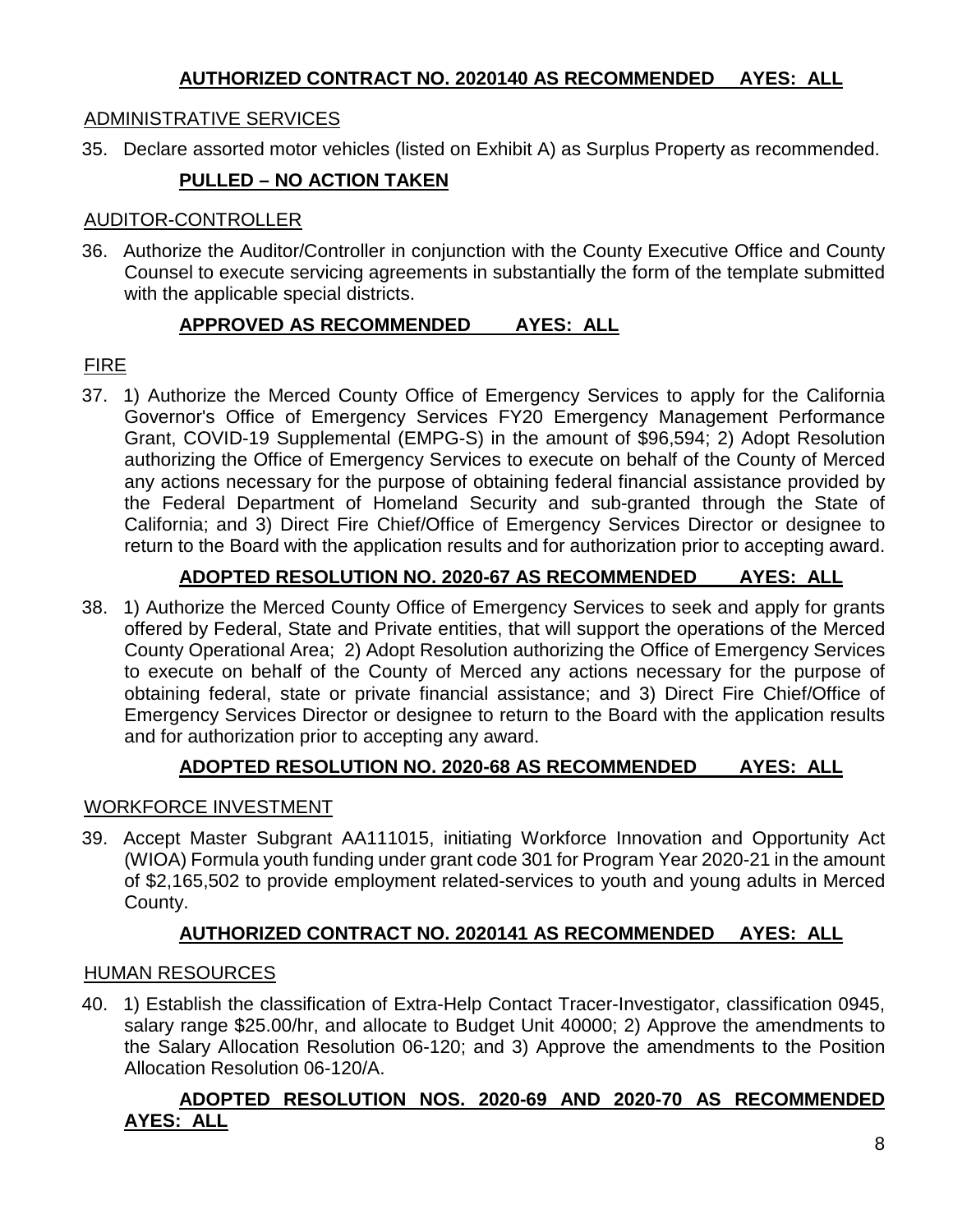**AUTHORIZED CONTRACT NO. 2020140 AS RECOMMENDED AYES: ALL**

ADMINISTRATIVE SERVICES

35. Declare assorted motor vehicles (listed on Exhibit A) as Surplus Property as recommended.

**PULLED – NO ACTION TAKEN**

AUDITOR-CONTROLLER

36. Authorize the Auditor/Controller in conjunction with the County Executive Office and County Counsel to execute servicing agreements in substantially the form of the template submitted with the applicable special districts.

**APPROVED AS RECOMMENDED AYES: ALL**

FIRE

37. 1) Authorize the Merced County Office of Emergency Services to apply for the California Governor's Office of Emergency Services FY20 Emergency Management Performance Grant, COVID-19 Supplemental (EMPG-S) in the amount of $96,594; 2) Adopt Resolution authorizing the Office of Emergency Services to execute on behalf of the County of Merced any actions necessary for the purpose of obtaining federal financial assistance provided by the Federal Department of Homeland Security and sub-granted through the State of California; and 3) Direct Fire Chief/Office of Emergency Services Director or designee to return to the Board with the application results and for authorization prior to accepting award.

**ADOPTED RESOLUTION NO. 2020-67 AS RECOMMENDED AYES: ALL**

38. 1) Authorize the Merced County Office of Emergency Services to seek and apply for grants offered by Federal, State and Private entities, that will support the operations of the Merced County Operational Area; 2) Adopt Resolution authorizing the Office of Emergency Services to execute on behalf of the County of Merced any actions necessary for the purpose of obtaining federal, state or private financial assistance; and 3) Direct Fire Chief/Office of Emergency Services Director or designee to return to the Board with the application results and for authorization prior to accepting any award.

**ADOPTED RESOLUTION NO. 2020-68 AS RECOMMENDED AYES: ALL**

WORKFORCE INVESTMENT

39. Accept Master Subgrant AA111015, initiating Workforce Innovation and Opportunity Act (WIOA) Formula youth funding under grant code 301 for Program Year 2020-21 in the amount of $2,165,502 to provide employment related-services to youth and young adults in Merced County.

**AUTHORIZED CONTRACT NO. 2020141 AS RECOMMENDED AYES: ALL**

HUMAN RESOURCES

40. 1) Establish the classification of Extra-Help Contact Tracer-Investigator, classification 0945, salary range $25.00/hr, and allocate to Budget Unit 40000; 2) Approve the amendments to the Salary Allocation Resolution 06-120; and 3) Approve the amendments to the Position Allocation Resolution 06-120/A.

**ADOPTED RESOLUTION NOS. 2020-69 AND 2020-70 AS RECOMMENDED AYES: ALL**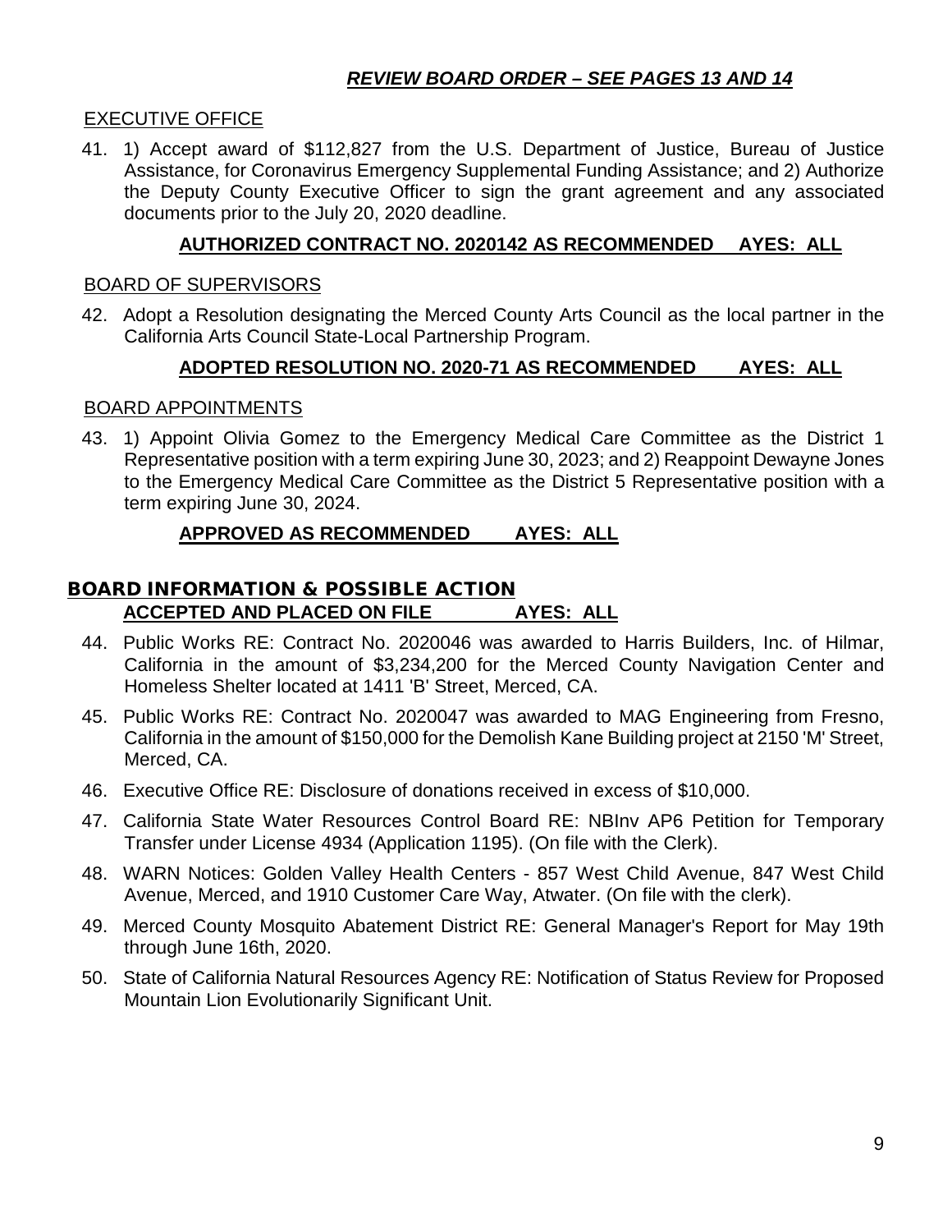***REVIEW BOARD ORDER – SEE PAGES 13 AND 14***

EXECUTIVE OFFICE

41. 1) Accept award of $112,827 from the U.S. Department of Justice, Bureau of Justice Assistance, for Coronavirus Emergency Supplemental Funding Assistance; and 2) Authorize the Deputy County Executive Officer to sign the grant agreement and any associated documents prior to the July 20, 2020 deadline.

    **AUTHORIZED CONTRACT NO. 2020142 AS RECOMMENDED AYES: ALL**

BOARD OF SUPERVISORS

42. Adopt a Resolution designating the Merced County Arts Council as the local partner in the California Arts Council State-Local Partnership Program.

    **ADOPTED RESOLUTION NO. 2020-71 AS RECOMMENDED AYES: ALL**

BOARD APPOINTMENTS

43. 1) Appoint Olivia Gomez to the Emergency Medical Care Committee as the District 1 Representative position with a term expiring June 30, 2023; and 2) Reappoint Dewayne Jones to the Emergency Medical Care Committee as the District 5 Representative position with a term expiring June 30, 2024.

    **APPROVED AS RECOMMENDED AYES: ALL**

## BOARD INFORMATION & POSSIBLE ACTION

**ACCEPTED AND PLACED ON FILE AYES: ALL**

44. Public Works RE: Contract No. 2020046 was awarded to Harris Builders, Inc. of Hilmar, California in the amount of $3,234,200 for the Merced County Navigation Center and Homeless Shelter located at 1411 'B' Street, Merced, CA.
45. Public Works RE: Contract No. 2020047 was awarded to MAG Engineering from Fresno, California in the amount of $150,000 for the Demolish Kane Building project at 2150 'M' Street, Merced, CA.
46. Executive Office RE: Disclosure of donations received in excess of $10,000.
47. California State Water Resources Control Board RE: NBInv AP6 Petition for Temporary Transfer under License 4934 (Application 1195). (On file with the Clerk).
48. WARN Notices: Golden Valley Health Centers - 857 West Child Avenue, 847 West Child Avenue, Merced, and 1910 Customer Care Way, Atwater. (On file with the clerk).
49. Merced County Mosquito Abatement District RE: General Manager's Report for May 19th through June 16th, 2020.
50. State of California Natural Resources Agency RE: Notification of Status Review for Proposed Mountain Lion Evolutionarily Significant Unit.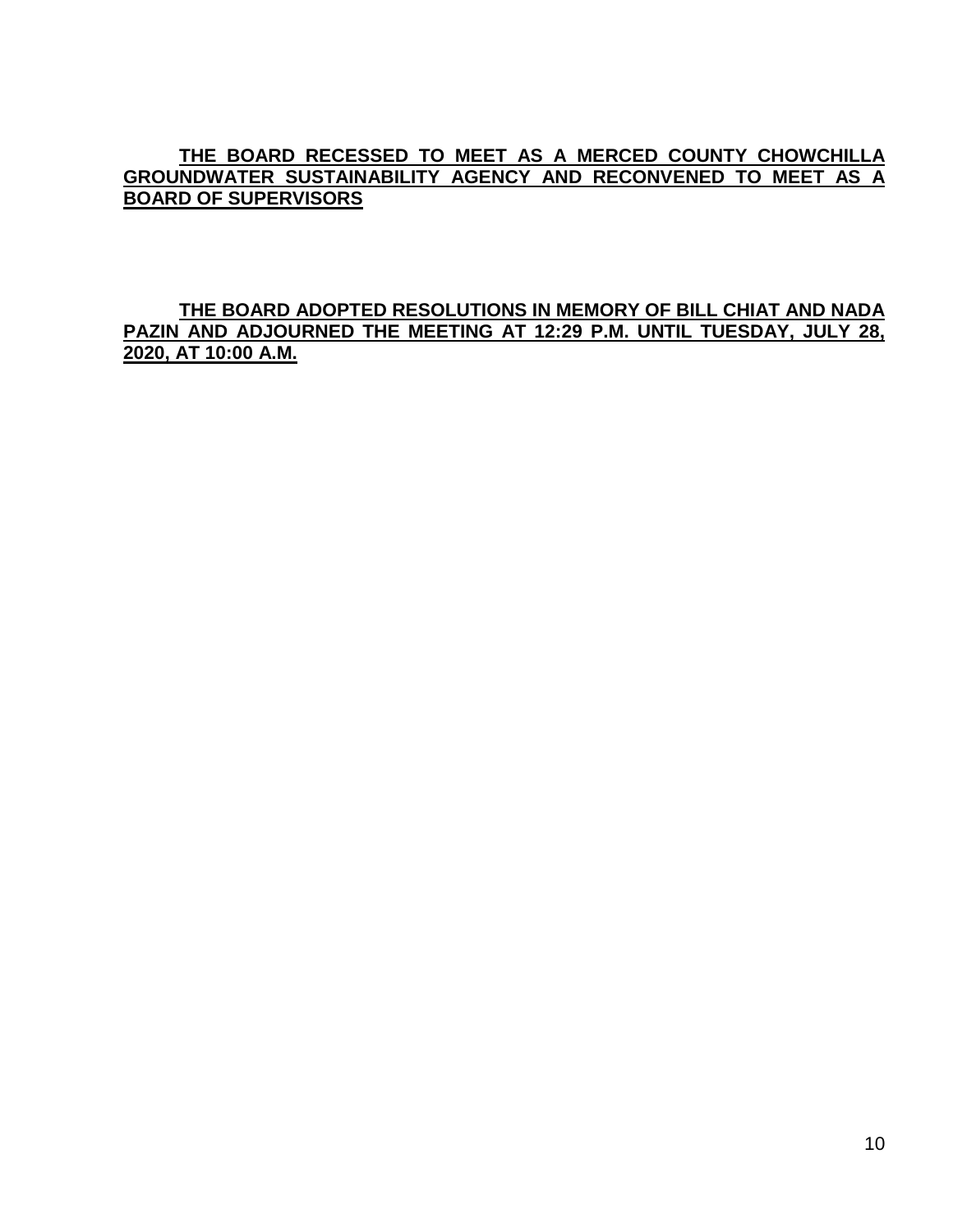**THE BOARD RECESSED TO MEET AS A MERCED COUNTY CHOWCHILLA GROUNDWATER SUSTAINABILITY AGENCY AND RECONVENED TO MEET AS A BOARD OF SUPERVISORS**

**THE BOARD ADOPTED RESOLUTIONS IN MEMORY OF BILL CHIAT AND NADA PAZIN AND ADJOURNED THE MEETING AT 12:29 P.M. UNTIL TUESDAY, JULY 28, 2020, AT 10:00 A.M.**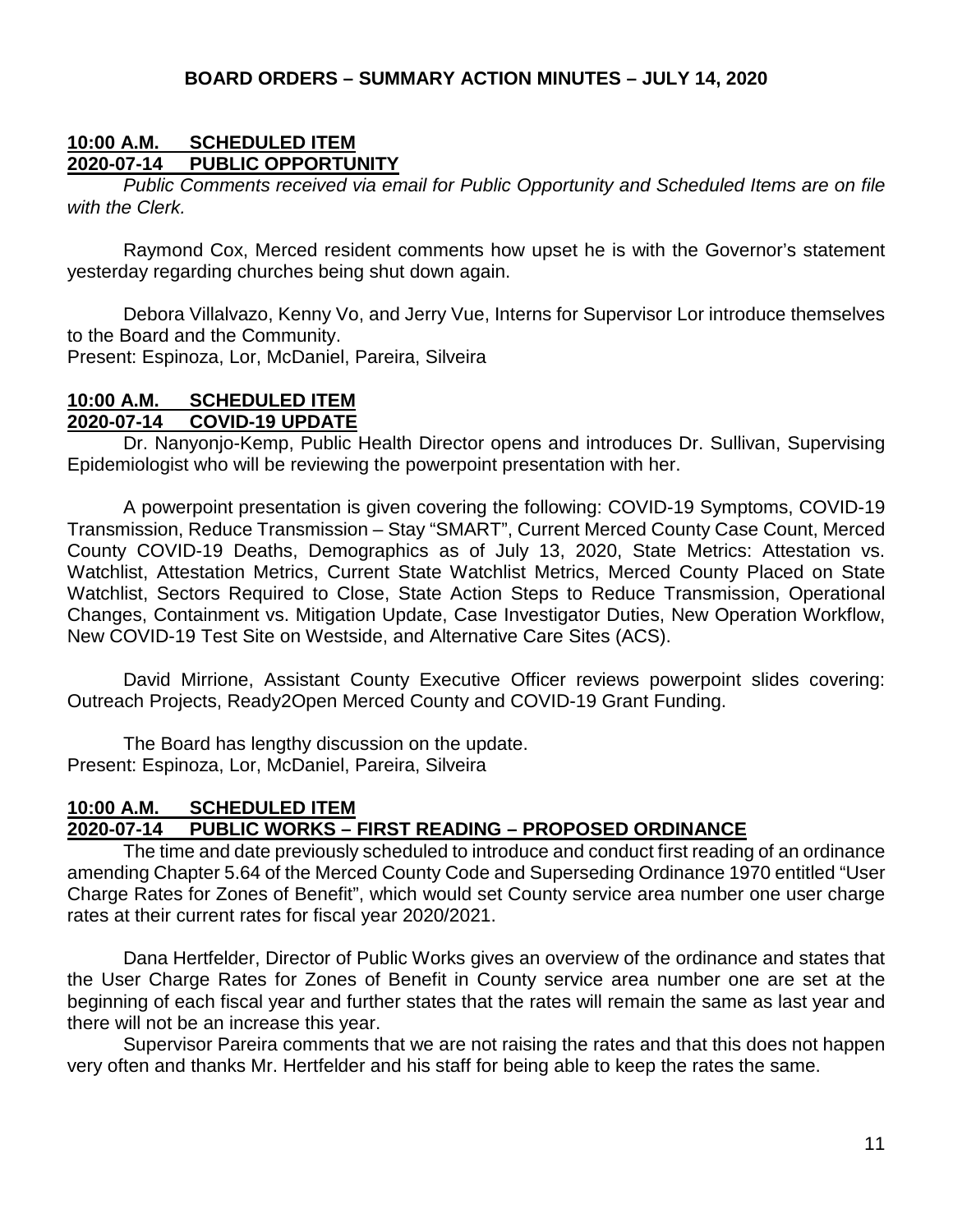# BOARD ORDERS – SUMMARY ACTION MINUTES – JULY 14, 2020

## 10:00 A.M. SCHEDULED ITEM
## 2020-07-14 PUBLIC OPPORTUNITY

*Public Comments received via email for Public Opportunity and Scheduled Items are on file with the Clerk.*

Raymond Cox, Merced resident comments how upset he is with the Governor's statement yesterday regarding churches being shut down again.

Debora Villalvazo, Kenny Vo, and Jerry Vue, Interns for Supervisor Lor introduce themselves to the Board and the Community.

Present: Espinoza, Lor, McDaniel, Pareira, Silveira

## 10:00 A.M. SCHEDULED ITEM
## 2020-07-14 COVID-19 UPDATE

Dr. Nanyonjo-Kemp, Public Health Director opens and introduces Dr. Sullivan, Supervising Epidemiologist who will be reviewing the powerpoint presentation with her.

A powerpoint presentation is given covering the following: COVID-19 Symptoms, COVID-19 Transmission, Reduce Transmission – Stay "SMART", Current Merced County Case Count, Merced County COVID-19 Deaths, Demographics as of July 13, 2020, State Metrics: Attestation vs. Watchlist, Attestation Metrics, Current State Watchlist Metrics, Merced County Placed on State Watchlist, Sectors Required to Close, State Action Steps to Reduce Transmission, Operational Changes, Containment vs. Mitigation Update, Case Investigator Duties, New Operation Workflow, New COVID-19 Test Site on Westside, and Alternative Care Sites (ACS).

David Mirrione, Assistant County Executive Officer reviews powerpoint slides covering: Outreach Projects, Ready2Open Merced County and COVID-19 Grant Funding.

The Board has lengthy discussion on the update.

Present: Espinoza, Lor, McDaniel, Pareira, Silveira

## 10:00 A.M. SCHEDULED ITEM
## 2020-07-14 PUBLIC WORKS – FIRST READING – PROPOSED ORDINANCE

The time and date previously scheduled to introduce and conduct first reading of an ordinance amending Chapter 5.64 of the Merced County Code and Superseding Ordinance 1970 entitled "User Charge Rates for Zones of Benefit", which would set County service area number one user charge rates at their current rates for fiscal year 2020/2021.

Dana Hertfelder, Director of Public Works gives an overview of the ordinance and states that the User Charge Rates for Zones of Benefit in County service area number one are set at the beginning of each fiscal year and further states that the rates will remain the same as last year and there will not be an increase this year.

Supervisor Pareira comments that we are not raising the rates and that this does not happen very often and thanks Mr. Hertfelder and his staff for being able to keep the rates the same.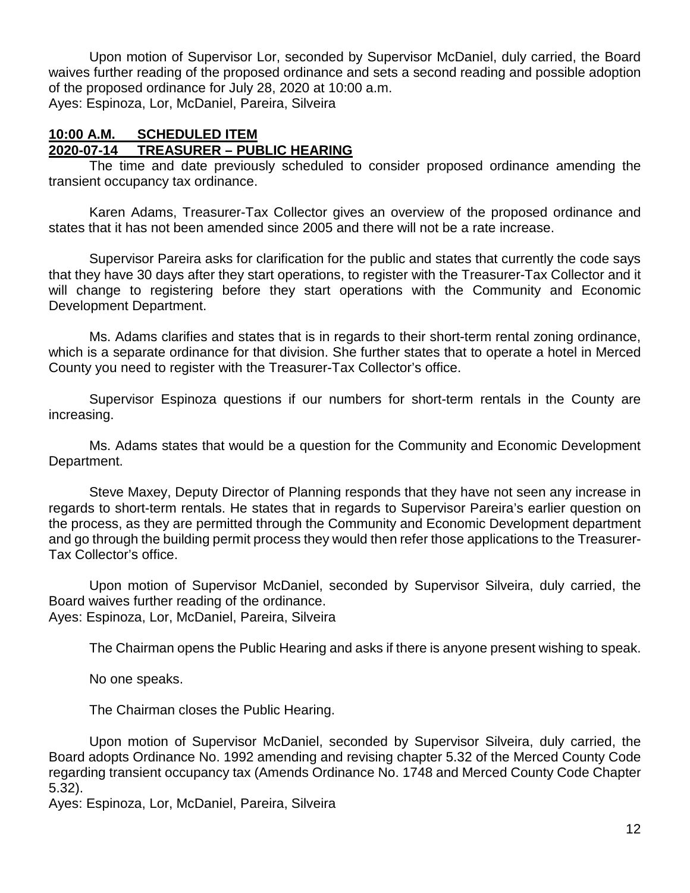Upon motion of Supervisor Lor, seconded by Supervisor McDaniel, duly carried, the Board waives further reading of the proposed ordinance and sets a second reading and possible adoption of the proposed ordinance for July 28, 2020 at 10:00 a.m.
Ayes: Espinoza, Lor, McDaniel, Pareira, Silveira

**10:00 A.M. SCHEDULED ITEM**
**2020-07-14 TREASURER – PUBLIC HEARING**

The time and date previously scheduled to consider proposed ordinance amending the transient occupancy tax ordinance.

Karen Adams, Treasurer-Tax Collector gives an overview of the proposed ordinance and states that it has not been amended since 2005 and there will not be a rate increase.

Supervisor Pareira asks for clarification for the public and states that currently the code says that they have 30 days after they start operations, to register with the Treasurer-Tax Collector and it will change to registering before they start operations with the Community and Economic Development Department.

Ms. Adams clarifies and states that is in regards to their short-term rental zoning ordinance, which is a separate ordinance for that division. She further states that to operate a hotel in Merced County you need to register with the Treasurer-Tax Collector's office.

Supervisor Espinoza questions if our numbers for short-term rentals in the County are increasing.

Ms. Adams states that would be a question for the Community and Economic Development Department.

Steve Maxey, Deputy Director of Planning responds that they have not seen any increase in regards to short-term rentals. He states that in regards to Supervisor Pareira's earlier question on the process, as they are permitted through the Community and Economic Development department and go through the building permit process they would then refer those applications to the Treasurer-Tax Collector's office.

Upon motion of Supervisor McDaniel, seconded by Supervisor Silveira, duly carried, the Board waives further reading of the ordinance.
Ayes: Espinoza, Lor, McDaniel, Pareira, Silveira

The Chairman opens the Public Hearing and asks if there is anyone present wishing to speak.

No one speaks.

The Chairman closes the Public Hearing.

Upon motion of Supervisor McDaniel, seconded by Supervisor Silveira, duly carried, the Board adopts Ordinance No. 1992 amending and revising chapter 5.32 of the Merced County Code regarding transient occupancy tax (Amends Ordinance No. 1748 and Merced County Code Chapter 5.32).
Ayes: Espinoza, Lor, McDaniel, Pareira, Silveira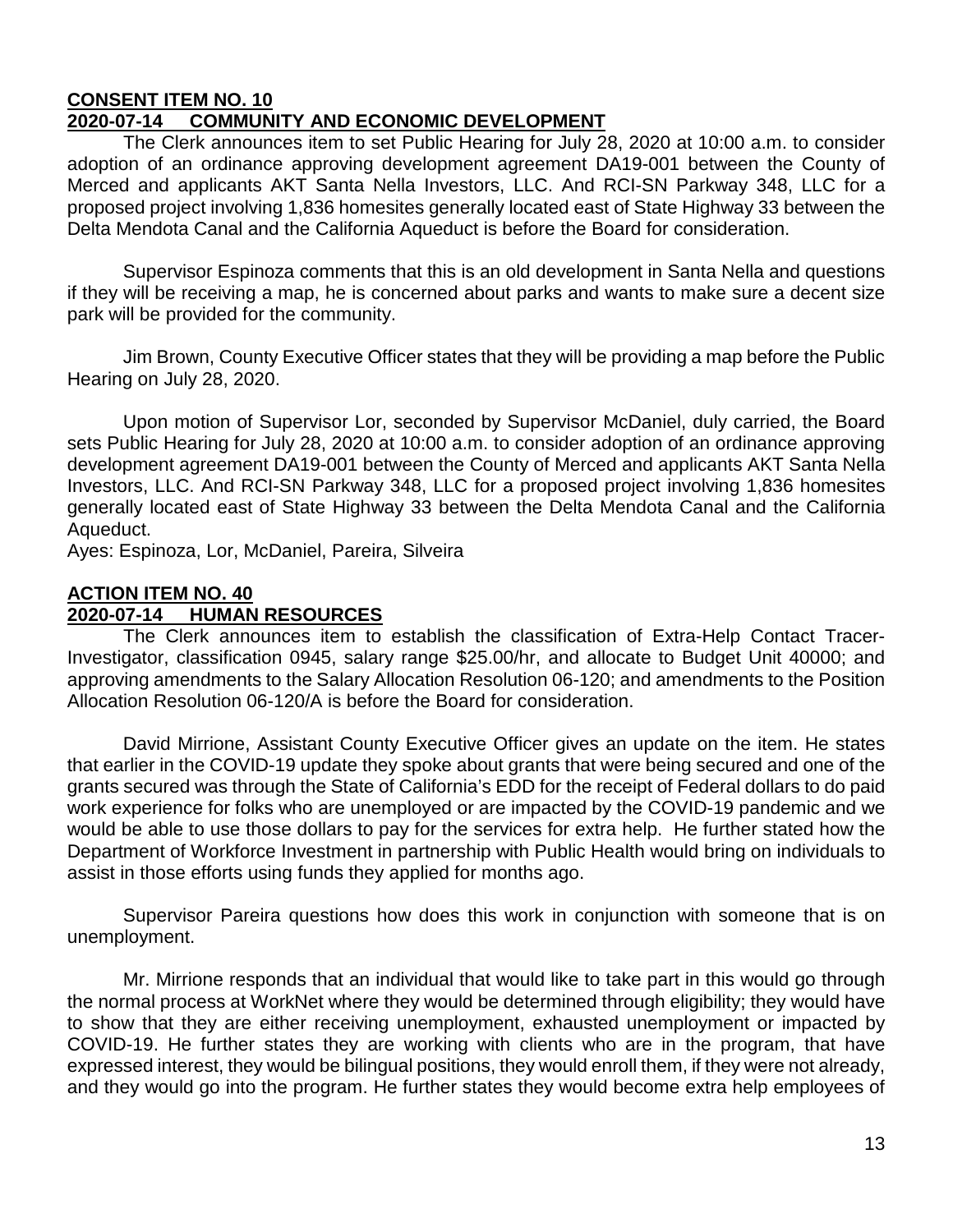**CONSENT ITEM NO. 10**
**2020-07-14 COMMUNITY AND ECONOMIC DEVELOPMENT**

The Clerk announces item to set Public Hearing for July 28, 2020 at 10:00 a.m. to consider adoption of an ordinance approving development agreement DA19-001 between the County of Merced and applicants AKT Santa Nella Investors, LLC. And RCI-SN Parkway 348, LLC for a proposed project involving 1,836 homesites generally located east of State Highway 33 between the Delta Mendota Canal and the California Aqueduct is before the Board for consideration.

Supervisor Espinoza comments that this is an old development in Santa Nella and questions if they will be receiving a map, he is concerned about parks and wants to make sure a decent size park will be provided for the community.

Jim Brown, County Executive Officer states that they will be providing a map before the Public Hearing on July 28, 2020.

Upon motion of Supervisor Lor, seconded by Supervisor McDaniel, duly carried, the Board sets Public Hearing for July 28, 2020 at 10:00 a.m. to consider adoption of an ordinance approving development agreement DA19-001 between the County of Merced and applicants AKT Santa Nella Investors, LLC. And RCI-SN Parkway 348, LLC for a proposed project involving 1,836 homesites generally located east of State Highway 33 between the Delta Mendota Canal and the California Aqueduct.
Ayes: Espinoza, Lor, McDaniel, Pareira, Silveira

**ACTION ITEM NO. 40**
**2020-07-14 HUMAN RESOURCES**

The Clerk announces item to establish the classification of Extra-Help Contact Tracer-Investigator, classification 0945, salary range $25.00/hr, and allocate to Budget Unit 40000; and approving amendments to the Salary Allocation Resolution 06-120; and amendments to the Position Allocation Resolution 06-120/A is before the Board for consideration.

David Mirrione, Assistant County Executive Officer gives an update on the item. He states that earlier in the COVID-19 update they spoke about grants that were being secured and one of the grants secured was through the State of California's EDD for the receipt of Federal dollars to do paid work experience for folks who are unemployed or are impacted by the COVID-19 pandemic and we would be able to use those dollars to pay for the services for extra help. He further stated how the Department of Workforce Investment in partnership with Public Health would bring on individuals to assist in those efforts using funds they applied for months ago.

Supervisor Pareira questions how does this work in conjunction with someone that is on unemployment.

Mr. Mirrione responds that an individual that would like to take part in this would go through the normal process at WorkNet where they would be determined through eligibility; they would have to show that they are either receiving unemployment, exhausted unemployment or impacted by COVID-19. He further states they are working with clients who are in the program, that have expressed interest, they would be bilingual positions, they would enroll them, if they were not already, and they would go into the program. He further states they would become extra help employees of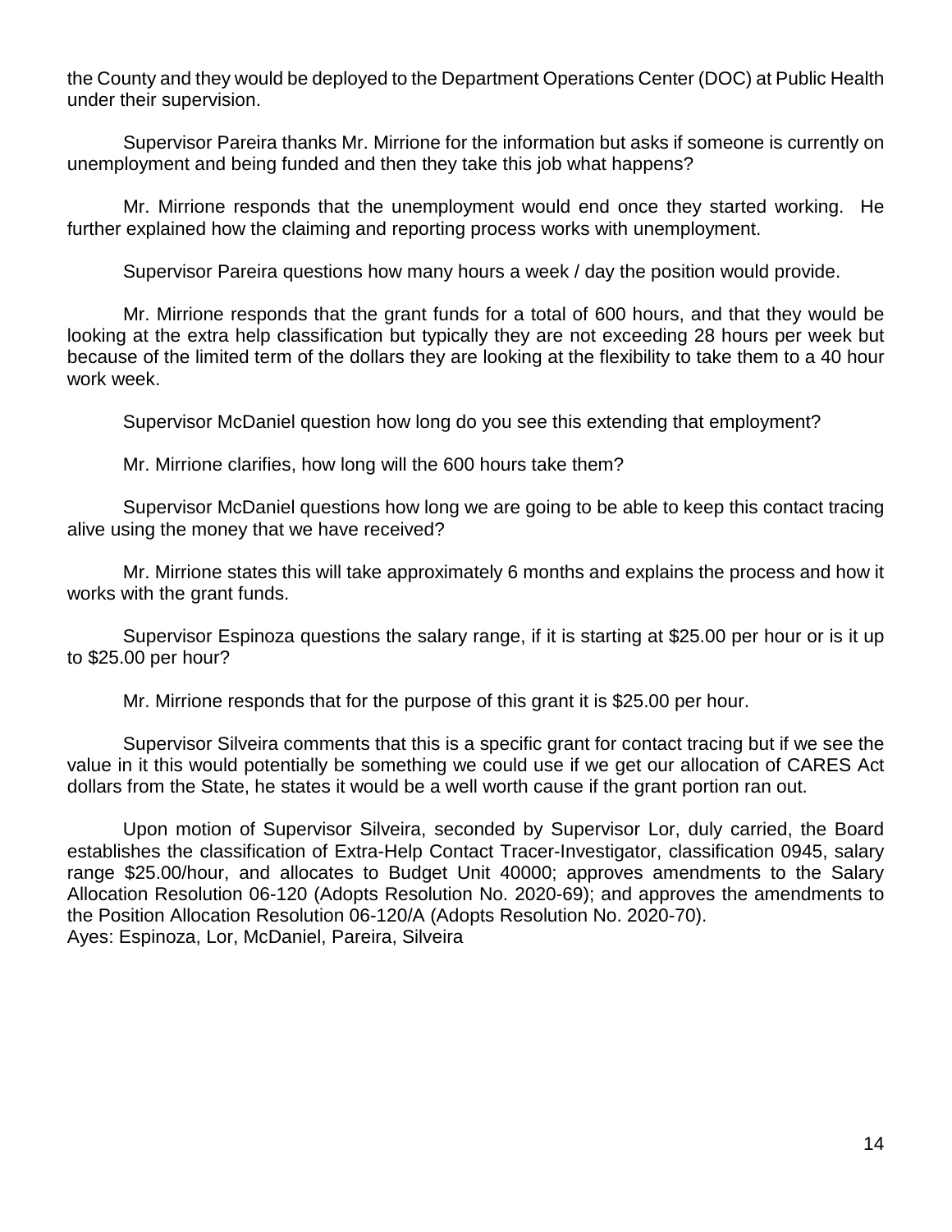the County and they would be deployed to the Department Operations Center (DOC) at Public Health under their supervision.

Supervisor Pareira thanks Mr. Mirrione for the information but asks if someone is currently on unemployment and being funded and then they take this job what happens?

Mr. Mirrione responds that the unemployment would end once they started working. He further explained how the claiming and reporting process works with unemployment.

Supervisor Pareira questions how many hours a week / day the position would provide.

Mr. Mirrione responds that the grant funds for a total of 600 hours, and that they would be looking at the extra help classification but typically they are not exceeding 28 hours per week but because of the limited term of the dollars they are looking at the flexibility to take them to a 40 hour work week.

Supervisor McDaniel question how long do you see this extending that employment?

Mr. Mirrione clarifies, how long will the 600 hours take them?

Supervisor McDaniel questions how long we are going to be able to keep this contact tracing alive using the money that we have received?

Mr. Mirrione states this will take approximately 6 months and explains the process and how it works with the grant funds.

Supervisor Espinoza questions the salary range, if it is starting at $25.00 per hour or is it up to $25.00 per hour?

Mr. Mirrione responds that for the purpose of this grant it is $25.00 per hour.

Supervisor Silveira comments that this is a specific grant for contact tracing but if we see the value in it this would potentially be something we could use if we get our allocation of CARES Act dollars from the State, he states it would be a well worth cause if the grant portion ran out.

Upon motion of Supervisor Silveira, seconded by Supervisor Lor, duly carried, the Board establishes the classification of Extra-Help Contact Tracer-Investigator, classification 0945, salary range $25.00/hour, and allocates to Budget Unit 40000; approves amendments to the Salary Allocation Resolution 06-120 (Adopts Resolution No. 2020-69); and approves the amendments to the Position Allocation Resolution 06-120/A (Adopts Resolution No. 2020-70).
Ayes: Espinoza, Lor, McDaniel, Pareira, Silveira